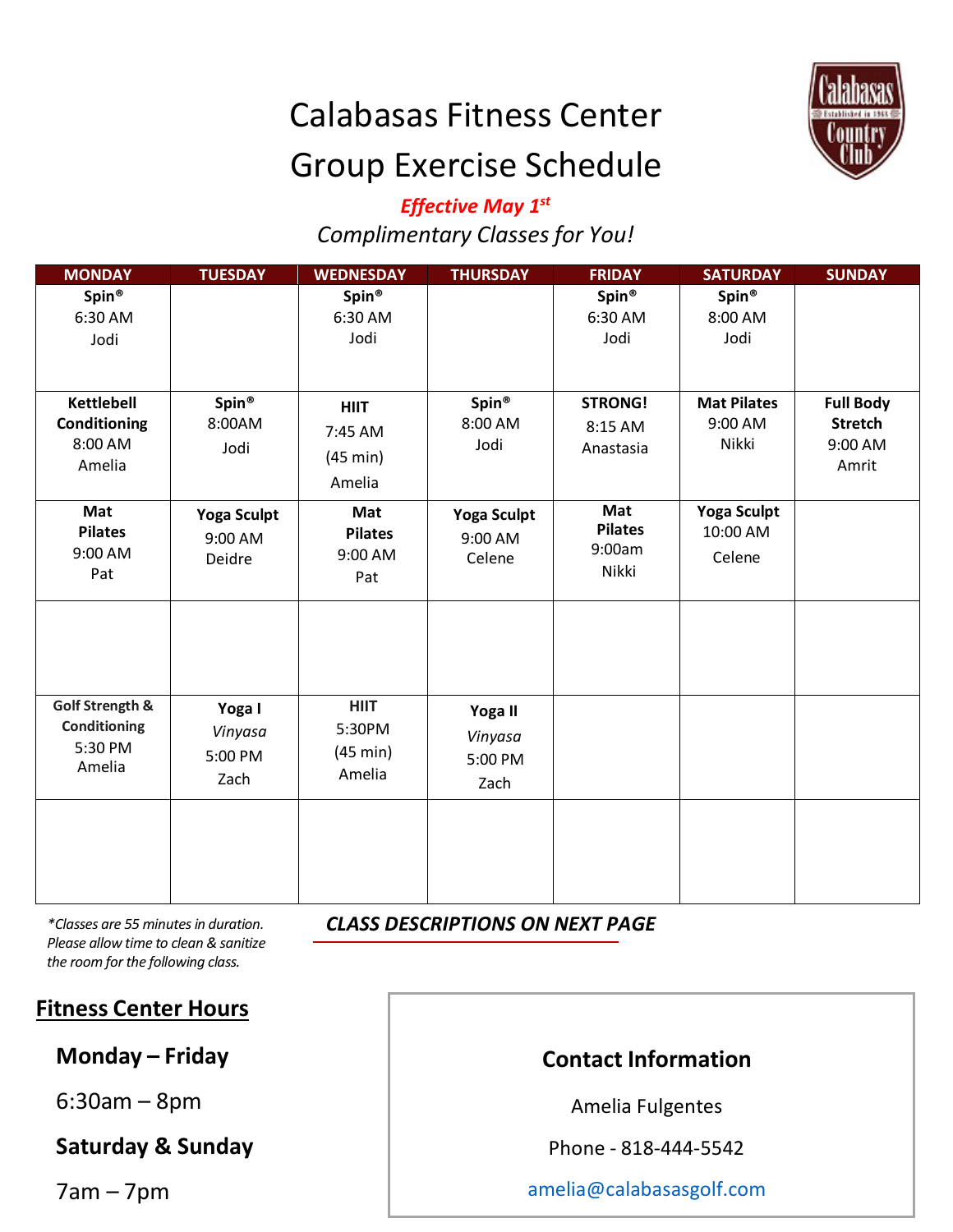# Calabasas Fitness Center

# Group Exercise Schedule

***Effective May 1st***

*Complimentary Classes for You!*

| MONDAY | TUESDAY | WEDNESDAY | THURSDAY | FRIDAY | SATURDAY | SUNDAY |
|---|---|---|---|---|---|---|
| **Spin®** 6:30 AM Jodi | | **Spin®** 6:30 AM Jodi | | **Spin®** 6:30 AM Jodi | **Spin®** 8:00 AM Jodi | |
| **Kettlebell Conditioning** 8:00 AM Amelia | **Spin®** 8:00AM Jodi | **HIIT** 7:45 AM (45 min) Amelia | **Spin®** 8:00 AM Jodi | **STRONG!** 8:15 AM Anastasia | **Mat Pilates** 9:00 AM Nikki | **Full Body Stretch** 9:00 AM Amrit |
| **Mat Pilates** 9:00 AM Pat | **Yoga Sculpt** 9:00 AM Deidre | **Mat Pilates** 9:00 AM Pat | **Yoga Sculpt** 9:00 AM Celene | **Mat Pilates** 9:00am Nikki | **Yoga Sculpt** 10:00 AM Celene | |
| | | | | | | |
| **Golf Strength & Conditioning** 5:30 PM Amelia | **Yoga I** *Vinyasa* 5:00 PM Zach | **HIIT** 5:30PM (45 min) Amelia | **Yoga II** *Vinyasa* 5:00 PM Zach | | | |
| | | | | | | |

*\*Classes are 55 minutes in duration. Please allow time to clean & sanitize the room for the following class.*

***CLASS DESCRIPTIONS ON NEXT PAGE***

## Fitness Center Hours

**Monday – Friday**

6:30am – 8pm

**Saturday & Sunday**

7am – 7pm

### Contact Information

Amelia Fulgentes

Phone - 818-444-5542

amelia@calabasasgolf.com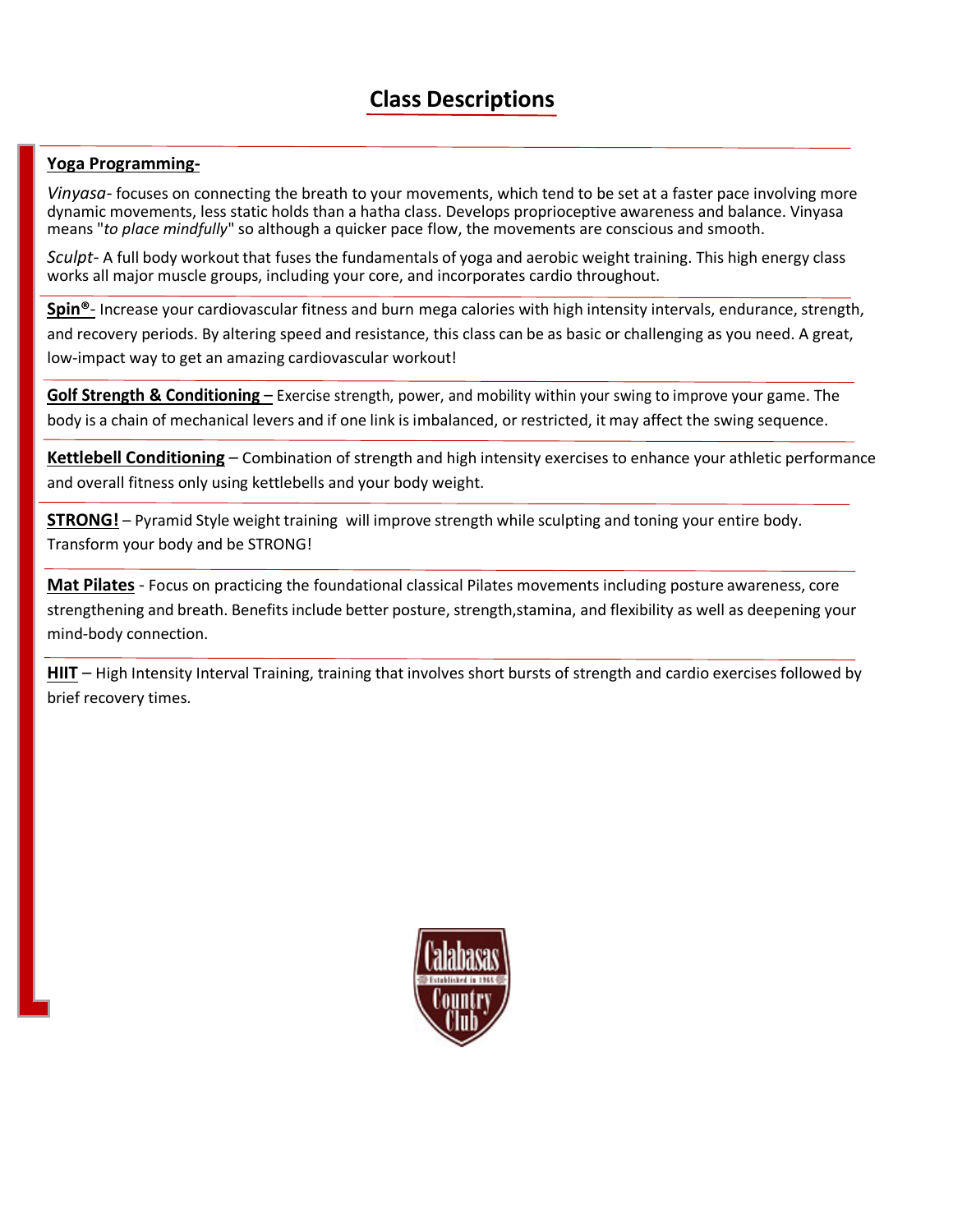# Class Descriptions

**Yoga Programming-**

*Vinyasa*- focuses on connecting the breath to your movements, which tend to be set at a faster pace involving more dynamic movements, less static holds than a hatha class. Develops proprioceptive awareness and balance. Vinyasa means "*to place mindfully*" so although a quicker pace flow, the movements are conscious and smooth.

*Sculpt*- A full body workout that fuses the fundamentals of yoga and aerobic weight training. This high energy class works all major muscle groups, including your core, and incorporates cardio throughout.

**Spin®-** Increase your cardiovascular fitness and burn mega calories with high intensity intervals, endurance, strength, and recovery periods. By altering speed and resistance, this class can be as basic or challenging as you need. A great, low-impact way to get an amazing cardiovascular workout!

**Golf Strength & Conditioning –** Exercise strength, power, and mobility within your swing to improve your game. The body is a chain of mechanical levers and if one link is imbalanced, or restricted, it may affect the swing sequence.

**Kettlebell Conditioning** – Combination of strength and high intensity exercises to enhance your athletic performance and overall fitness only using kettlebells and your body weight.

**STRONG!** – Pyramid Style weight training will improve strength while sculpting and toning your entire body. Transform your body and be STRONG!

**Mat Pilates** - Focus on practicing the foundational classical Pilates movements including posture awareness, core strengthening and breath. Benefits include better posture, strength,stamina, and flexibility as well as deepening your mind-body connection.

**HIIT** – High Intensity Interval Training, training that involves short bursts of strength and cardio exercises followed by brief recovery times.

Calabasas Country Club
Established in 1968